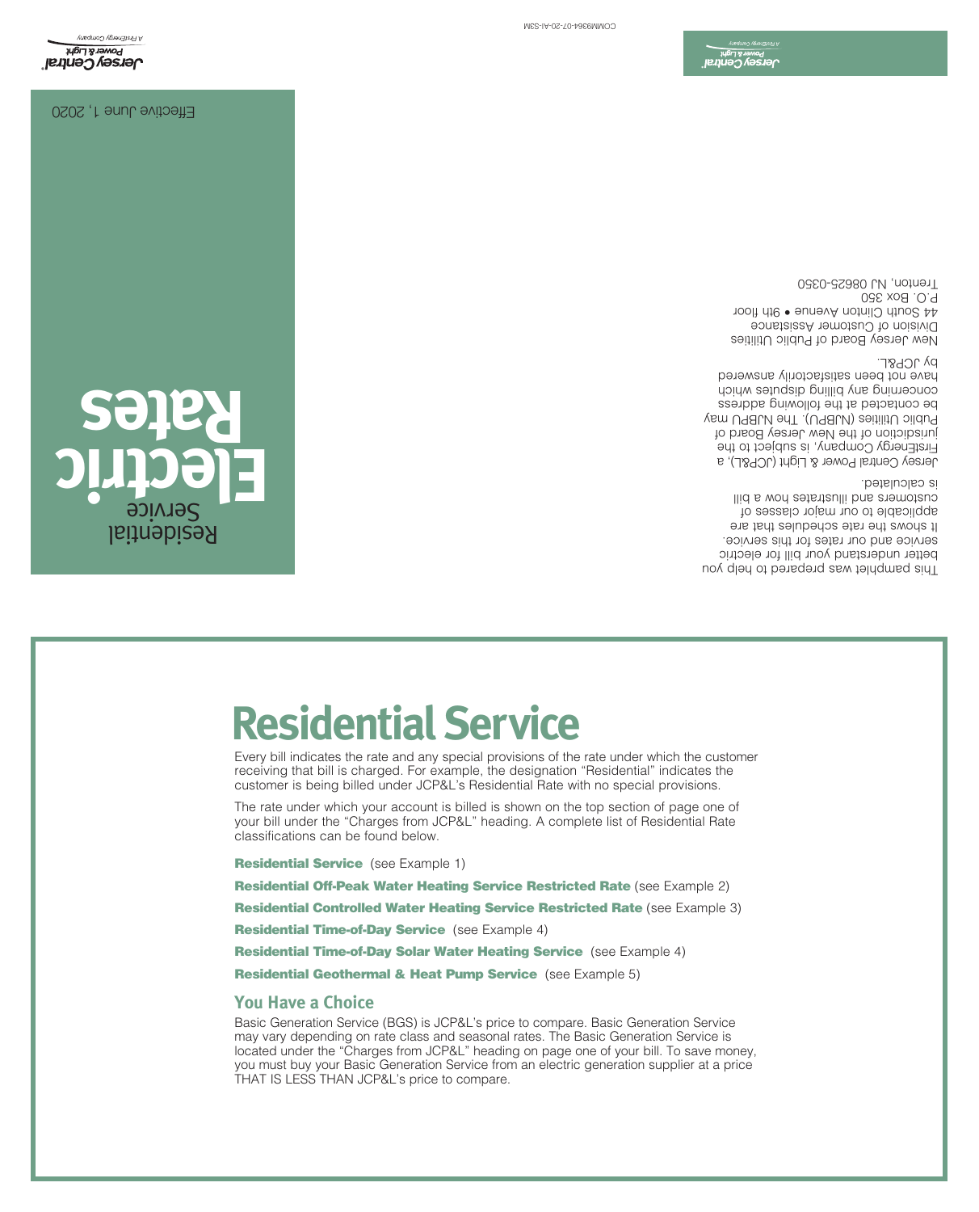# Residential Service

# Electric Rates

Effective June 1, 2020

Jersey Central Power & Light
A FirstEnergy Company

This pamphlet was prepared to help you better understand your bill for electric service and our rates for this service. It shows the rate schedules that are applicable to our major classes of customers and illustrates how a bill is calculated.

Jersey Central Power & Light (JCP&L), a FirstEnergy Company, is subject to the jurisdiction of the New Jersey Board of Public Utilities (NJBPU). The NJBPU may be contacted at the following address concerning any billing disputes which have not been satisfactorily answered by JCP&L.

New Jersey Board of Public Utilities
Division of Customer Assistance
44 South Clinton Avenue • 9th floor
P.O. Box 350
Trenton, NJ 08625-0350

COMM9364-07-20-AI-S3M

# Residential Service

Every bill indicates the rate and any special provisions of the rate under which the customer receiving that bill is charged. For example, the designation "Residential" indicates the customer is being billed under JCP&L's Residential Rate with no special provisions.

The rate under which your account is billed is shown on the top section of page one of your bill under the "Charges from JCP&L" heading. A complete list of Residential Rate classifications can be found below.

**Residential Service** (see Example 1)

**Residential Off-Peak Water Heating Service Restricted Rate** (see Example 2)

**Residential Controlled Water Heating Service Restricted Rate** (see Example 3)

**Residential Time-of-Day Service** (see Example 4)

**Residential Time-of-Day Solar Water Heating Service** (see Example 4)

**Residential Geothermal & Heat Pump Service** (see Example 5)

## You Have a Choice

Basic Generation Service (BGS) is JCP&L's price to compare. Basic Generation Service may vary depending on rate class and seasonal rates. The Basic Generation Service is located under the "Charges from JCP&L" heading on page one of your bill. To save money, you must buy your Basic Generation Service from an electric generation supplier at a price THAT IS LESS THAN JCP&L's price to compare.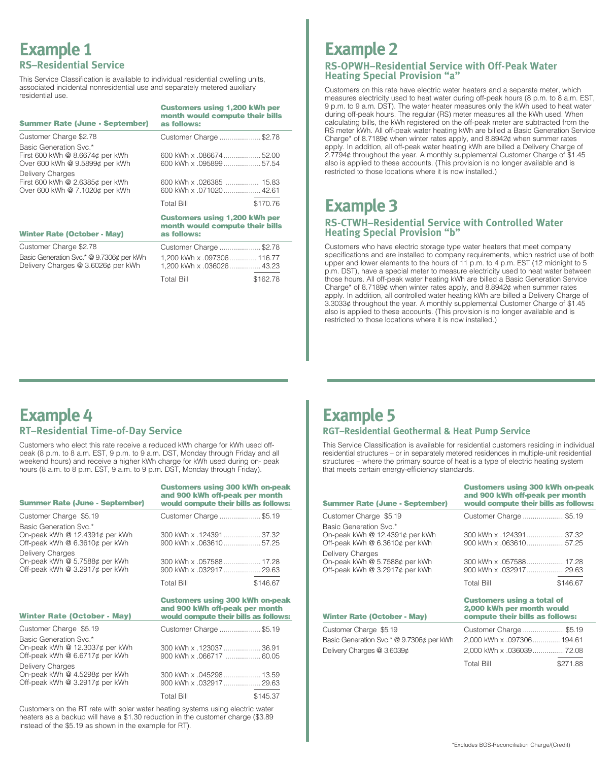# Example 1

## RS–Residential Service

This Service Classification is available to individual residential dwelling units, associated incidental nonresidential use and separately metered auxiliary residential use.

| Summer Rate (June - September) | Customers using 1,200 kWh per month would compute their bills as follows: | |
|---|---|---|
| Customer Charge $2.78 | Customer Charge | $2.78 |
| Basic Generation Svc.* | | |
| First 600 kWh @ 8.6674¢ per kWh | 600 kWh x .086674 | 52.00 |
| Over 600 kWh @ 9.5899¢ per kWh | 600 kWh x .095899 | 57.54 |
| Delivery Charges | | |
| First 600 kWh @ 2.6385¢ per kWh | 600 kWh x .026385 | 15.83 |
| Over 600 kWh @ 7.1020¢ per kWh | 600 kWh x .071020 | 42.61 |
| | Total Bill | $170.76 |

| Winter Rate (October - May) | Customers using 1,200 kWh per month would compute their bills as follows: | |
|---|---|---|
| Customer Charge $2.78 | Customer Charge | $2.78 |
| Basic Generation Svc.* @ 9.7306¢ per kWh | 1,200 kWh x .097306 | 116.77 |
| Delivery Charges @ 3.6026¢ per kWh | 1,200 kWh x .036026 | 43.23 |
| | Total Bill | $162.78 |

# Example 2

## RS-OPWH–Residential Service with Off-Peak Water Heating Special Provision "a"

Customers on this rate have electric water heaters and a separate meter, which measures electricity used to heat water during off-peak hours (8 p.m. to 8 a.m. EST, 9 p.m. to 9 a.m. DST). The water heater measures only the kWh used to heat water during off-peak hours. The regular (RS) meter measures all the kWh used. When calculating bills, the kWh registered on the off-peak meter are subtracted from the RS meter kWh. All off-peak water heating kWh are billed a Basic Generation Service Charge* of 8.7189¢ when winter rates apply, and 8.8942¢ when summer rates apply. In addition, all off-peak water heating kWh are billed a Delivery Charge of 2.7794¢ throughout the year. A monthly supplemental Customer Charge of $1.45 also is applied to these accounts. (This provision is no longer available and is restricted to those locations where it is now installed.)

# Example 3

## RS-CTWH–Residential Service with Controlled Water Heating Special Provision "b"

Customers who have electric storage type water heaters that meet company specifications and are installed to company requirements, which restrict use of both upper and lower elements to the hours of 11 p.m. to 4 p.m. EST (12 midnight to 5 p.m. DST), have a special meter to measure electricity used to heat water between those hours. All off-peak water heating kWh are billed a Basic Generation Service Charge* of 8.7189¢ when winter rates apply, and 8.8942¢ when summer rates apply. In addition, all controlled water heating kWh are billed a Delivery Charge of 3.3033¢ throughout the year. A monthly supplemental Customer Charge of $1.45 also is applied to these accounts. (This provision is no longer available and is restricted to those locations where it is now installed.)

# Example 4

## RT–Residential Time-of-Day Service

Customers who elect this rate receive a reduced kWh charge for kWh used off-peak (8 p.m. to 8 a.m. EST, 9 p.m. to 9 a.m. DST, Monday through Friday and all weekend hours) and receive a higher kWh charge for kWh used during on- peak hours (8 a.m. to 8 p.m. EST, 9 a.m. to 9 p.m. DST, Monday through Friday).

| Summer Rate (June - September) | Customers using 300 kWh on-peak and 900 kWh off-peak per month would compute their bills as follows: | |
|---|---|---|
| Customer Charge $5.19 | Customer Charge | $5.19 |
| Basic Generation Svc.* | | |
| On-peak kWh @ 12.4391¢ per kWh | 300 kWh x .124391 | 37.32 |
| Off-peak kWh @ 6.3610¢ per kWh | 900 kWh x .063610 | 57.25 |
| Delivery Charges | | |
| On-peak kWh @ 5.7588¢ per kWh | 300 kWh x .057588 | 17.28 |
| Off-peak kWh @ 3.2917¢ per kWh | 900 kWh x .032917 | 29.63 |
| | Total Bill | $146.67 |

| Winter Rate (October - May) | Customers using 300 kWh on-peak and 900 kWh off-peak per month would compute their bills as follows: | |
|---|---|---|
| Customer Charge $5.19 | Customer Charge | $5.19 |
| Basic Generation Svc.* | | |
| On-peak kWh @ 12.3037¢ per kWh | 300 kWh x .123037 | 36.91 |
| Off-peak kWh @ 6.6717¢ per kWh | 900 kWh x .066717 | 60.05 |
| Delivery Charges | | |
| On-peak kWh @ 4.5298¢ per kWh | 300 kWh x .045298 | 13.59 |
| Off-peak kWh @ 3.2917¢ per kWh | 900 kWh x .032917 | 29.63 |
| | Total Bill | $145.37 |

Customers on the RT rate with solar water heating systems using electric water heaters as a backup will have a $1.30 reduction in the customer charge ($3.89 instead of the $5.19 as shown in the example for RT).

# Example 5

## RGT–Residential Geothermal & Heat Pump Service

This Service Classification is available for residential customers residing in individual residential structures – or in separately metered residences in multiple-unit residential structures – where the primary source of heat is a type of electric heating system that meets certain energy-efficiency standards.

| Summer Rate (June - September) | Customers using 300 kWh on-peak and 900 kWh off-peak per month would compute their bills as follows: | |
|---|---|---|
| Customer Charge $5.19 | Customer Charge | $5.19 |
| Basic Generation Svc.* | | |
| On-peak kWh @ 12.4391¢ per kWh | 300 kWh x .124391 | 37.32 |
| Off-peak kWh @ 6.3610¢ per kWh | 900 kWh x .063610 | 57.25 |
| Delivery Charges | | |
| On-peak kWh @ 5.7588¢ per kWh | 300 kWh x .057588 | 17.28 |
| Off-peak kWh @ 3.2917¢ per kWh | 900 kWh x .032917 | 29.63 |
| | Total Bill | $146.67 |

| Winter Rate (October - May) | Customers using a total of 2,000 kWh per month would compute their bills as follows: | |
|---|---|---|
| Customer Charge $5.19 | Customer Charge | $5.19 |
| Basic Generation Svc.* @ 9.7306¢ per kWh | 2,000 kWh x .097306 | 194.61 |
| Delivery Charges @ 3.6039¢ | 2,000 kWh x .036039 | 72.08 |
| | Total Bill | $271.88 |

*Excludes BGS-Reconciliation Charge/(Credit)